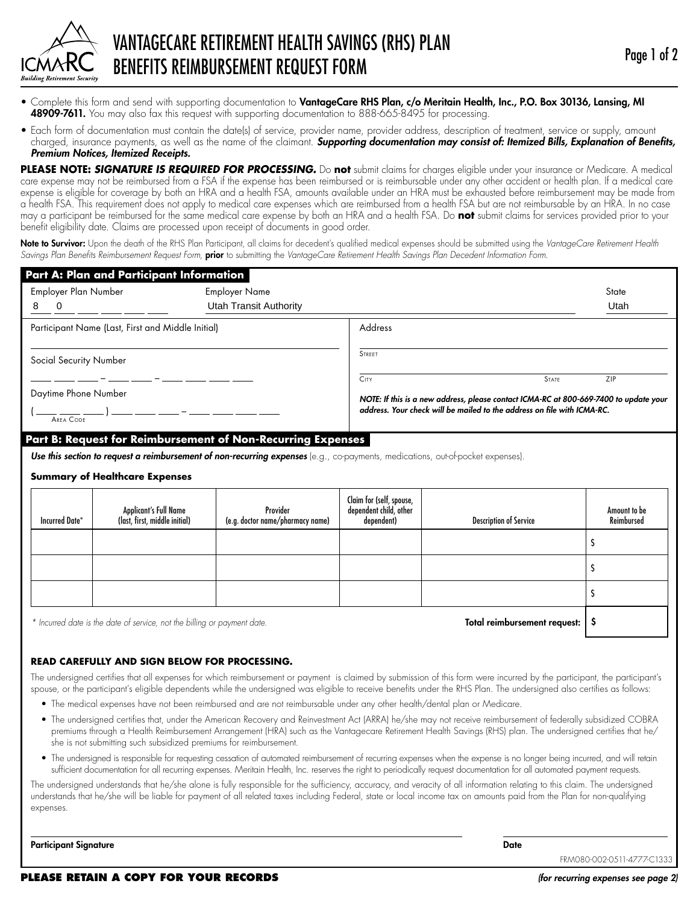ICMARC
*Building Retirement Security*

# VANTAGECARE RETIREMENT HEALTH SAVINGS (RHS) PLAN BENEFITS REIMBURSEMENT REQUEST FORM

- Complete this form and send with supporting documentation to **VantageCare RHS Plan, c/o Meritain Health, Inc., P.O. Box 30136, Lansing, MI 48909-7611.** You may also fax this request with supporting documentation to 888-665-8495 for processing.
- Each form of documentation must contain the date(s) of service, provider name, provider address, description of treatment, service or supply, amount charged, insurance payments, as well as the name of the claimant. ***Supporting documentation may consist of: Itemized Bills, Explanation of Benefits, Premium Notices, Itemized Receipts.***

**PLEASE NOTE: *SIGNATURE IS REQUIRED FOR PROCESSING.*** Do **not** submit claims for charges eligible under your insurance or Medicare. A medical care expense may not be reimbursed from a FSA if the expense has been reimbursed or is reimbursable under any other accident or health plan. If a medical care expense is eligible for coverage by both an HRA and a health FSA, amounts available under an HRA must be exhausted before reimbursement may be made from a health FSA. This requirement does not apply to medical care expenses which are reimbursed from a health FSA but are not reimbursable by an HRA. In no case may a participant be reimbursed for the same medical care expense by both an HRA and a health FSA. Do **not** submit claims for services provided prior to your benefit eligibility date. Claims are processed upon receipt of documents in good order.

**Note to Survivor:** Upon the death of the RHS Plan Participant, all claims for decedent's qualified medical expenses should be submitted using the *VantageCare Retirement Health Savings Plan Benefits Reimbursement Request Form,* **prior** to submitting the *VantageCare Retirement Health Savings Plan Decedent Information Form.*

## Part A: Plan and Participant Information

Employer Plan Number: 8 0 ___ ___ ___ ___

Employer Name: Utah Transit Authority

State: Utah

Participant Name (Last, First and Middle Initial): ______________________

Social Security Number: ___ ___ ___ – ___ ___ – ___ ___ ___ ___

Daytime Phone Number: ( ___ ___ ___ ) ___ ___ ___ – ___ ___ ___ ___
Area Code

Address: ______________________
Street
City ______ State ______ ZIP ______

***NOTE: If this is a new address, please contact ICMA-RC at 800-669-7400 to update your address. Your check will be mailed to the address on file with ICMA-RC.***

## Part B: Request for Reimbursement of Non-Recurring Expenses

***Use this section to request a reimbursement of non-recurring expenses*** (e.g., co-payments, medications, out-of-pocket expenses).

### Summary of Healthcare Expenses

| Incurred Date* | Applicant's Full Name (last, first, middle initial) | Provider (e.g. doctor name/pharmacy name) | Claim for (self, spouse, dependent child, other dependent) | Description of Service | Amount to be Reimbursed |
|---|---|---|---|---|---|
| | | | | | $ |
| | | | | | $ |
| | | | | | $ |
| | | | | **Total reimbursement request:** | **$** |

*\* Incurred date is the date of service, not the billing or payment date.*

### READ CAREFULLY AND SIGN BELOW FOR PROCESSING.

The undersigned certifies that all expenses for which reimbursement or payment is claimed by submission of this form were incurred by the participant, the participant's spouse, or the participant's eligible dependents while the undersigned was eligible to receive benefits under the RHS Plan. The undersigned also certifies as follows:

- The medical expenses have not been reimbursed and are not reimbursable under any other health/dental plan or Medicare.
- The undersigned certifies that, under the American Recovery and Reinvestment Act (ARRA) he/she may not receive reimbursement of federally subsidized COBRA premiums through a Health Reimbursement Arrangement (HRA) such as the Vantagecare Retirement Health Savings (RHS) plan. The undersigned certifies that he/she is not submitting such subsidized premiums for reimbursement.
- The undersigned is responsible for requesting cessation of automated reimbursement of recurring expenses when the expense is no longer being incurred, and will retain sufficient documentation for all recurring expenses. Meritain Health, Inc. reserves the right to periodically request documentation for all automated payment requests.

The undersigned understands that he/she alone is fully responsible for the sufficiency, accuracy, and veracity of all information relating to this claim. The undersigned understands that he/she will be liable for payment of all related taxes including Federal, state or local income tax on amounts paid from the Plan for non-qualifying expenses.

**Participant Signature** ______________________ **Date** __________

FRM080-002-0511-4777-C1333

**PLEASE RETAIN A COPY FOR YOUR RECORDS** *(for recurring expenses see page 2)*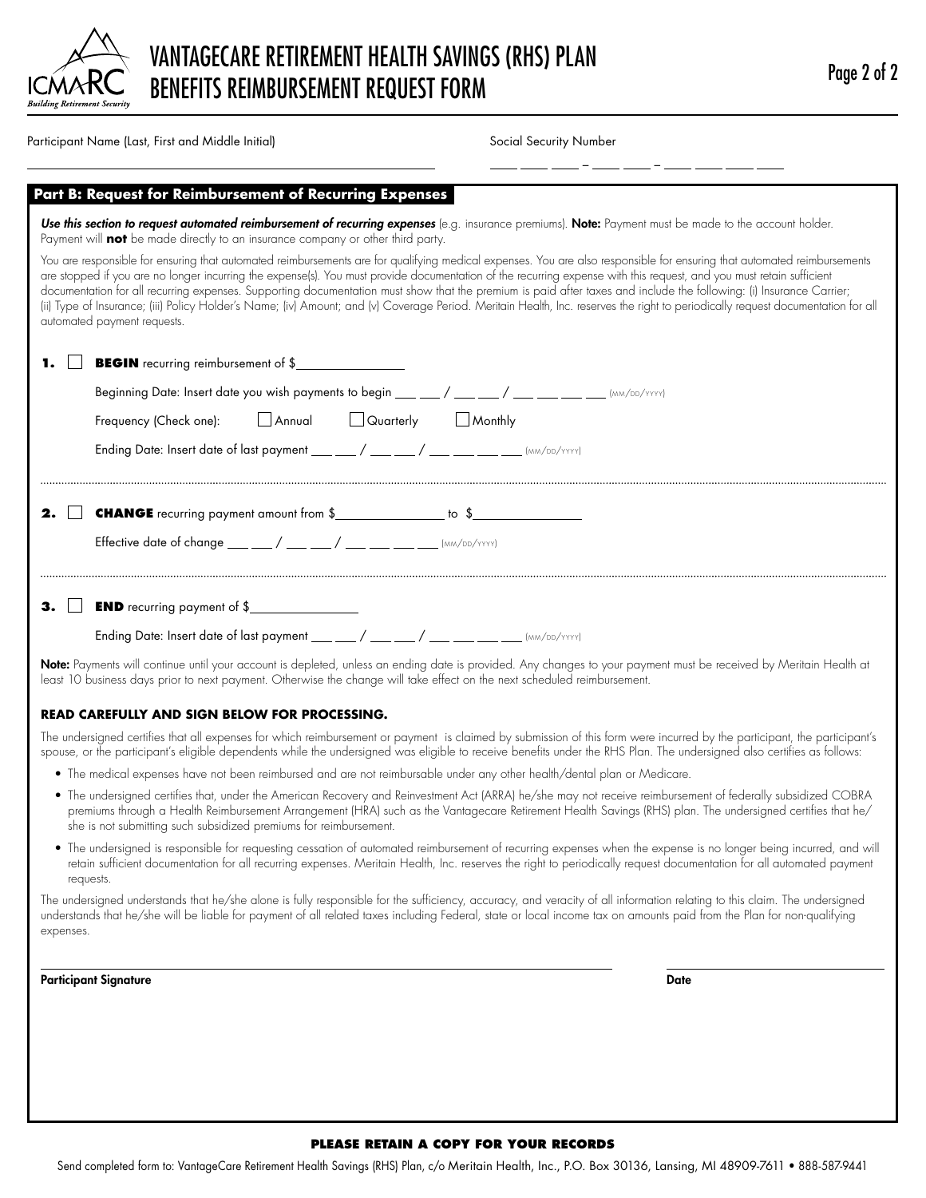# VANTAGECARE RETIREMENT HEALTH SAVINGS (RHS) PLAN BENEFITS REIMBURSEMENT REQUEST FORM

Participant Name (Last, First and Middle Initial) ______________________________

Social Security Number ___ ___ ___ – ___ ___ – ___ ___ ___ ___

## Part B: Request for Reimbursement of Recurring Expenses

***Use this section to request automated reimbursement of recurring expenses*** (e.g. insurance premiums). **Note:** Payment must be made to the account holder. Payment will **not** be made directly to an insurance company or other third party.

You are responsible for ensuring that automated reimbursements are for qualifying medical expenses. You are also responsible for ensuring that automated reimbursements are stopped if you are no longer incurring the expense(s). You must provide documentation of the recurring expense with this request, and you must retain sufficient documentation for all recurring expenses. Supporting documentation must show that the premium is paid after taxes and include the following: (i) Insurance Carrier; (ii) Type of Insurance; (iii) Policy Holder's Name; (iv) Amount; and (v) Coverage Period. Meritain Health, Inc. reserves the right to periodically request documentation for all automated payment requests.

**1.** ☐ **BEGIN** recurring reimbursement of $__________

Beginning Date: Insert date you wish payments to begin ___ ___ / ___ ___ / ___ ___ ___ ___ (MM/DD/YYYY)

Frequency (Check one): ☐ Annual ☐ Quarterly ☐ Monthly

Ending Date: Insert date of last payment ___ ___ / ___ ___ / ___ ___ ___ ___ (MM/DD/YYYY)

**2.** ☐ **CHANGE** recurring payment amount from $__________ to $__________

Effective date of change ___ ___ / ___ ___ / ___ ___ ___ ___ (MM/DD/YYYY)

**3.** ☐ **END** recurring payment of $__________

Ending Date: Insert date of last payment ___ ___ / ___ ___ / ___ ___ ___ ___ (MM/DD/YYYY)

**Note:** Payments will continue until your account is depleted, unless an ending date is provided. Any changes to your payment must be received by Meritain Health at least 10 business days prior to next payment. Otherwise the change will take effect on the next scheduled reimbursement.

### READ CAREFULLY AND SIGN BELOW FOR PROCESSING.

The undersigned certifies that all expenses for which reimbursement or payment is claimed by submission of this form were incurred by the participant, the participant's spouse, or the participant's eligible dependents while the undersigned was eligible to receive benefits under the RHS Plan. The undersigned also certifies as follows:

- The medical expenses have not been reimbursed and are not reimbursable under any other health/dental plan or Medicare.
- The undersigned certifies that, under the American Recovery and Reinvestment Act (ARRA) he/she may not receive reimbursement of federally subsidized COBRA premiums through a Health Reimbursement Arrangement (HRA) such as the Vantagecare Retirement Health Savings (RHS) plan. The undersigned certifies that he/she is not submitting such subsidized premiums for reimbursement.
- The undersigned is responsible for requesting cessation of automated reimbursement of recurring expenses when the expense is no longer being incurred, and will retain sufficient documentation for all recurring expenses. Meritain Health, Inc. reserves the right to periodically request documentation for all automated payment requests.

The undersigned understands that he/she alone is fully responsible for the sufficiency, accuracy, and veracity of all information relating to this claim. The undersigned understands that he/she will be liable for payment of all related taxes including Federal, state or local income tax on amounts paid from the Plan for non-qualifying expenses.

______________________________ **Participant Signature**

__________ **Date**

**PLEASE RETAIN A COPY FOR YOUR RECORDS**

Send completed form to: VantageCare Retirement Health Savings (RHS) Plan, c/o Meritain Health, Inc., P.O. Box 30136, Lansing, MI 48909-7611 • 888-587-9441